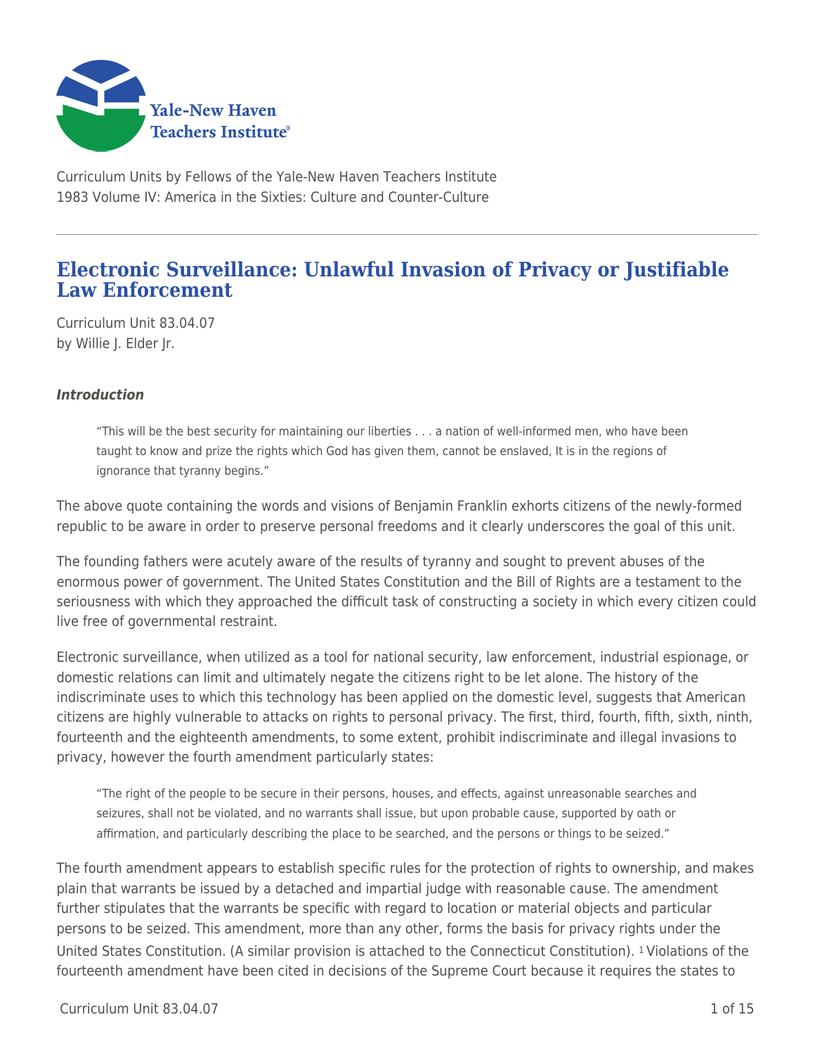Curriculum Units by Fellows of the Yale-New Haven Teachers Institute
1983 Volume IV: America in the Sixties: Culture and Counter-Culture

# Electronic Surveillance: Unlawful Invasion of Privacy or Justifiable Law Enforcement

Curriculum Unit 83.04.07
by Willie J. Elder Jr.

#### *Introduction*

> "This will be the best security for maintaining our liberties . . . a nation of well-informed men, who have been taught to know and prize the rights which God has given them, cannot be enslaved, It is in the regions of ignorance that tyranny begins."

The above quote containing the words and visions of Benjamin Franklin exhorts citizens of the newly-formed republic to be aware in order to preserve personal freedoms and it clearly underscores the goal of this unit.

The founding fathers were acutely aware of the results of tyranny and sought to prevent abuses of the enormous power of government. The United States Constitution and the Bill of Rights are a testament to the seriousness with which they approached the difficult task of constructing a society in which every citizen could live free of governmental restraint.

Electronic surveillance, when utilized as a tool for national security, law enforcement, industrial espionage, or domestic relations can limit and ultimately negate the citizens right to be let alone. The history of the indiscriminate uses to which this technology has been applied on the domestic level, suggests that American citizens are highly vulnerable to attacks on rights to personal privacy. The first, third, fourth, fifth, sixth, ninth, fourteenth and the eighteenth amendments, to some extent, prohibit indiscriminate and illegal invasions to privacy, however the fourth amendment particularly states:

> "The right of the people to be secure in their persons, houses, and effects, against unreasonable searches and seizures, shall not be violated, and no warrants shall issue, but upon probable cause, supported by oath or affirmation, and particularly describing the place to be searched, and the persons or things to be seized."

The fourth amendment appears to establish specific rules for the protection of rights to ownership, and makes plain that warrants be issued by a detached and impartial judge with reasonable cause. The amendment further stipulates that the warrants be specific with regard to location or material objects and particular persons to be seized. This amendment, more than any other, forms the basis for privacy rights under the United States Constitution. (A similar provision is attached to the Connecticut Constitution). [1] Violations of the fourteenth amendment have been cited in decisions of the Supreme Court because it requires the states to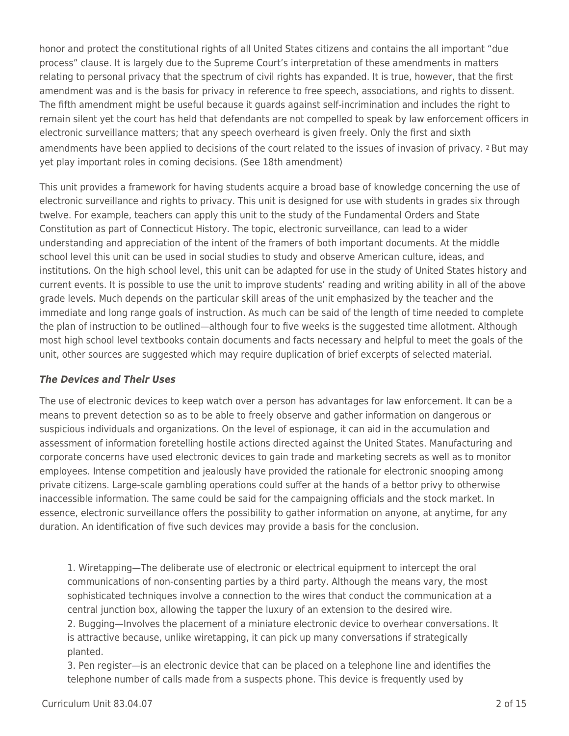honor and protect the constitutional rights of all United States citizens and contains the all important "due process" clause. It is largely due to the Supreme Court's interpretation of these amendments in matters relating to personal privacy that the spectrum of civil rights has expanded. It is true, however, that the first amendment was and is the basis for privacy in reference to free speech, associations, and rights to dissent. The fifth amendment might be useful because it guards against self-incrimination and includes the right to remain silent yet the court has held that defendants are not compelled to speak by law enforcement officers in electronic surveillance matters; that any speech overheard is given freely. Only the first and sixth amendments have been applied to decisions of the court related to the issues of invasion of privacy. [2] But may yet play important roles in coming decisions. (See 18th amendment)

This unit provides a framework for having students acquire a broad base of knowledge concerning the use of electronic surveillance and rights to privacy. This unit is designed for use with students in grades six through twelve. For example, teachers can apply this unit to the study of the Fundamental Orders and State Constitution as part of Connecticut History. The topic, electronic surveillance, can lead to a wider understanding and appreciation of the intent of the framers of both important documents. At the middle school level this unit can be used in social studies to study and observe American culture, ideas, and institutions. On the high school level, this unit can be adapted for use in the study of United States history and current events. It is possible to use the unit to improve students' reading and writing ability in all of the above grade levels. Much depends on the particular skill areas of the unit emphasized by the teacher and the immediate and long range goals of instruction. As much can be said of the length of time needed to complete the plan of instruction to be outlined—although four to five weeks is the suggested time allotment. Although most high school level textbooks contain documents and facts necessary and helpful to meet the goals of the unit, other sources are suggested which may require duplication of brief excerpts of selected material.

### *The Devices and Their Uses*

The use of electronic devices to keep watch over a person has advantages for law enforcement. It can be a means to prevent detection so as to be able to freely observe and gather information on dangerous or suspicious individuals and organizations. On the level of espionage, it can aid in the accumulation and assessment of information foretelling hostile actions directed against the United States. Manufacturing and corporate concerns have used electronic devices to gain trade and marketing secrets as well as to monitor employees. Intense competition and jealously have provided the rationale for electronic snooping among private citizens. Large-scale gambling operations could suffer at the hands of a bettor privy to otherwise inaccessible information. The same could be said for the campaigning officials and the stock market. In essence, electronic surveillance offers the possibility to gather information on anyone, at anytime, for any duration. An identification of five such devices may provide a basis for the conclusion.

1. Wiretapping—The deliberate use of electronic or electrical equipment to intercept the oral communications of non-consenting parties by a third party. Although the means vary, the most sophisticated techniques involve a connection to the wires that conduct the communication at a central junction box, allowing the tapper the luxury of an extension to the desired wire.
2. Bugging—Involves the placement of a miniature electronic device to overhear conversations. It is attractive because, unlike wiretapping, it can pick up many conversations if strategically planted.
3. Pen register—is an electronic device that can be placed on a telephone line and identifies the telephone number of calls made from a suspects phone. This device is frequently used by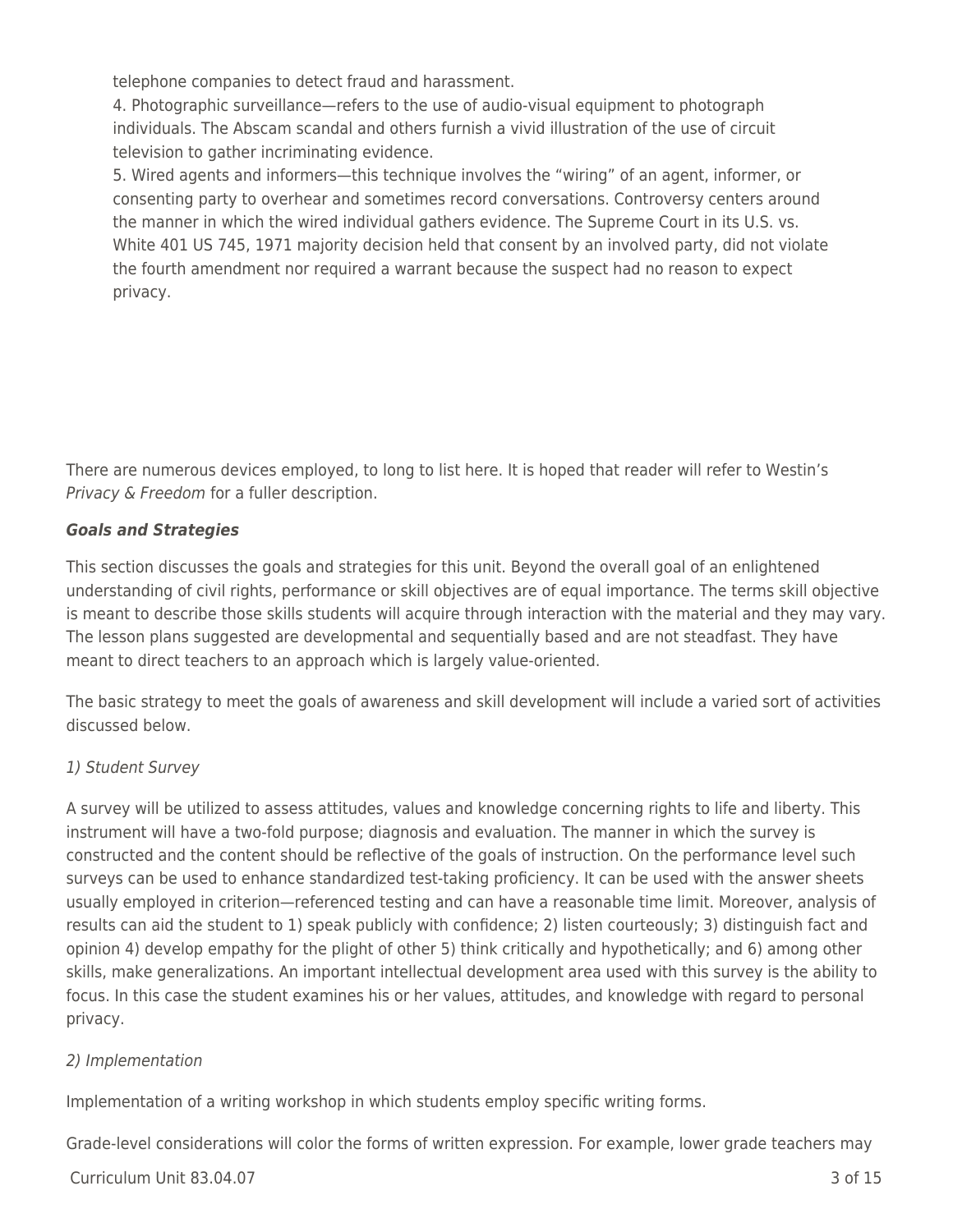telephone companies to detect fraud and harassment.

4. Photographic surveillance—refers to the use of audio-visual equipment to photograph individuals. The Abscam scandal and others furnish a vivid illustration of the use of circuit television to gather incriminating evidence.

5. Wired agents and informers—this technique involves the "wiring" of an agent, informer, or consenting party to overhear and sometimes record conversations. Controversy centers around the manner in which the wired individual gathers evidence. The Supreme Court in its U.S. vs. White 401 US 745, 1971 majority decision held that consent by an involved party, did not violate the fourth amendment nor required a warrant because the suspect had no reason to expect privacy.

There are numerous devices employed, to long to list here. It is hoped that reader will refer to Westin's *Privacy & Freedom* for a fuller description.

***Goals and Strategies***

This section discusses the goals and strategies for this unit. Beyond the overall goal of an enlightened understanding of civil rights, performance or skill objectives are of equal importance. The terms skill objective is meant to describe those skills students will acquire through interaction with the material and they may vary. The lesson plans suggested are developmental and sequentially based and are not steadfast. They have meant to direct teachers to an approach which is largely value-oriented.

The basic strategy to meet the goals of awareness and skill development will include a varied sort of activities discussed below.

*1) Student Survey*

A survey will be utilized to assess attitudes, values and knowledge concerning rights to life and liberty. This instrument will have a two-fold purpose; diagnosis and evaluation. The manner in which the survey is constructed and the content should be reflective of the goals of instruction. On the performance level such surveys can be used to enhance standardized test-taking proficiency. It can be used with the answer sheets usually employed in criterion—referenced testing and can have a reasonable time limit. Moreover, analysis of results can aid the student to 1) speak publicly with confidence; 2) listen courteously; 3) distinguish fact and opinion 4) develop empathy for the plight of other 5) think critically and hypothetically; and 6) among other skills, make generalizations. An important intellectual development area used with this survey is the ability to focus. In this case the student examines his or her values, attitudes, and knowledge with regard to personal privacy.

*2) Implementation*

Implementation of a writing workshop in which students employ specific writing forms.

Grade-level considerations will color the forms of written expression. For example, lower grade teachers may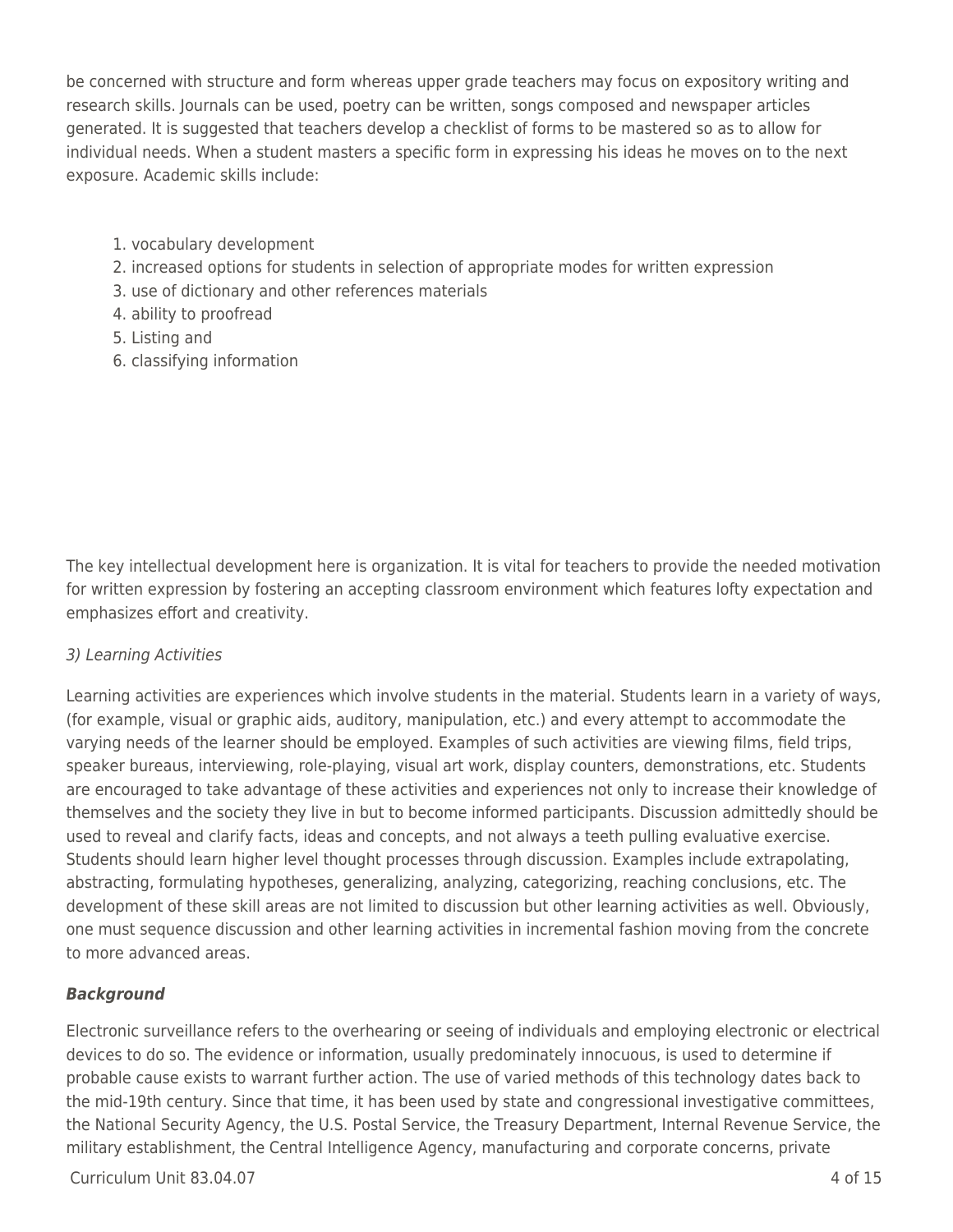be concerned with structure and form whereas upper grade teachers may focus on expository writing and research skills. Journals can be used, poetry can be written, songs composed and newspaper articles generated. It is suggested that teachers develop a checklist of forms to be mastered so as to allow for individual needs. When a student masters a specific form in expressing his ideas he moves on to the next exposure. Academic skills include:

1. vocabulary development
2. increased options for students in selection of appropriate modes for written expression
3. use of dictionary and other references materials
4. ability to proofread
5. Listing and
6. classifying information

The key intellectual development here is organization. It is vital for teachers to provide the needed motivation for written expression by fostering an accepting classroom environment which features lofty expectation and emphasizes effort and creativity.

*3) Learning Activities*

Learning activities are experiences which involve students in the material. Students learn in a variety of ways, (for example, visual or graphic aids, auditory, manipulation, etc.) and every attempt to accommodate the varying needs of the learner should be employed. Examples of such activities are viewing films, field trips, speaker bureaus, interviewing, role-playing, visual art work, display counters, demonstrations, etc. Students are encouraged to take advantage of these activities and experiences not only to increase their knowledge of themselves and the society they live in but to become informed participants. Discussion admittedly should be used to reveal and clarify facts, ideas and concepts, and not always a teeth pulling evaluative exercise. Students should learn higher level thought processes through discussion. Examples include extrapolating, abstracting, formulating hypotheses, generalizing, analyzing, categorizing, reaching conclusions, etc. The development of these skill areas are not limited to discussion but other learning activities as well. Obviously, one must sequence discussion and other learning activities in incremental fashion moving from the concrete to more advanced areas.

***Background***

Electronic surveillance refers to the overhearing or seeing of individuals and employing electronic or electrical devices to do so. The evidence or information, usually predominately innocuous, is used to determine if probable cause exists to warrant further action. The use of varied methods of this technology dates back to the mid-19th century. Since that time, it has been used by state and congressional investigative committees, the National Security Agency, the U.S. Postal Service, the Treasury Department, Internal Revenue Service, the military establishment, the Central Intelligence Agency, manufacturing and corporate concerns, private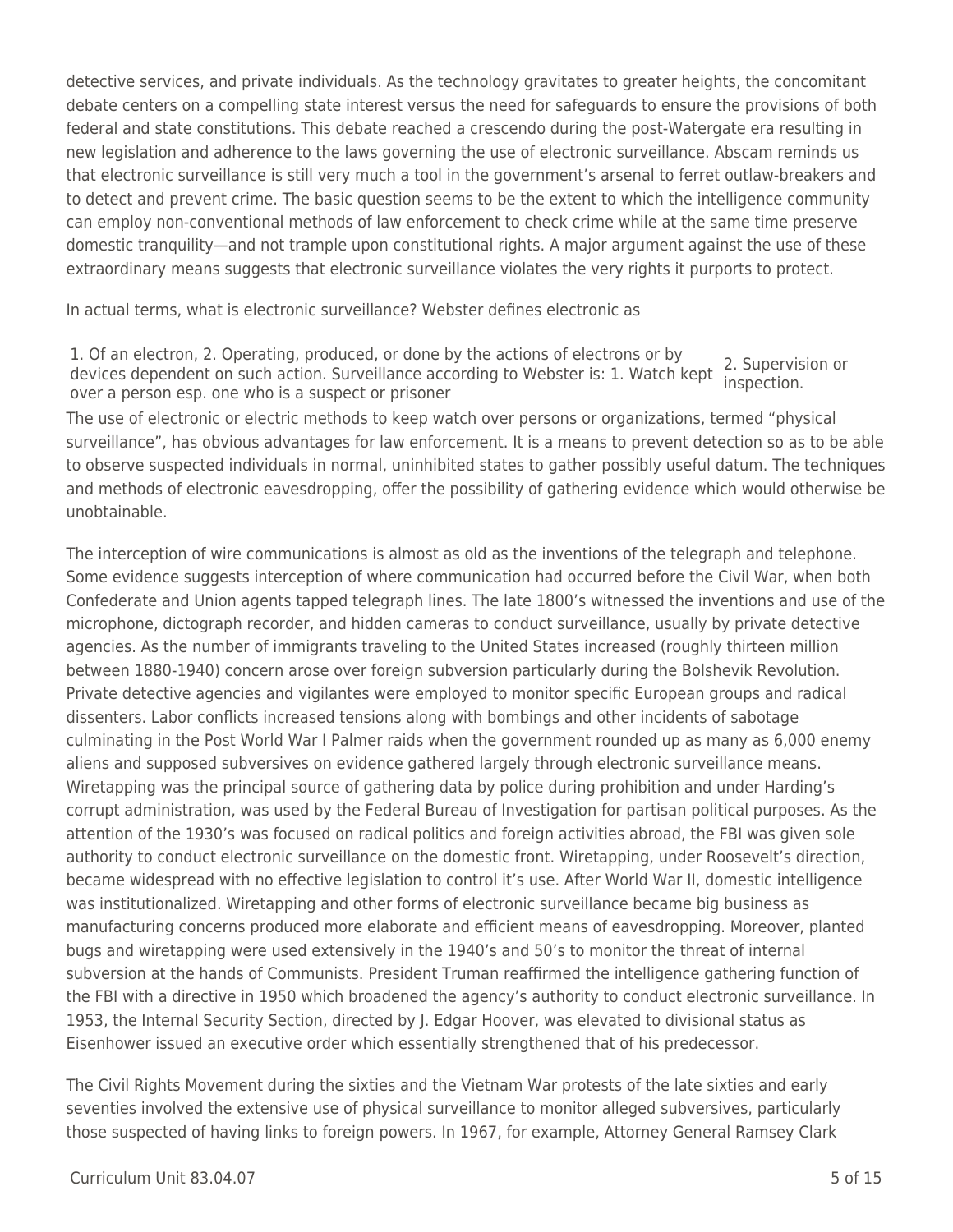detective services, and private individuals. As the technology gravitates to greater heights, the concomitant debate centers on a compelling state interest versus the need for safeguards to ensure the provisions of both federal and state constitutions. This debate reached a crescendo during the post-Watergate era resulting in new legislation and adherence to the laws governing the use of electronic surveillance. Abscam reminds us that electronic surveillance is still very much a tool in the government's arsenal to ferret outlaw-breakers and to detect and prevent crime. The basic question seems to be the extent to which the intelligence community can employ non-conventional methods of law enforcement to check crime while at the same time preserve domestic tranquility—and not trample upon constitutional rights. A major argument against the use of these extraordinary means suggests that electronic surveillance violates the very rights it purports to protect.

In actual terms, what is electronic surveillance? Webster defines electronic as

1. Of an electron, 2. Operating, produced, or done by the actions of electrons or by devices dependent on such action. Surveillance according to Webster is: 1. Watch kept over a person esp. one who is a suspect or prisoner 2. Supervision or inspection.

The use of electronic or electric methods to keep watch over persons or organizations, termed "physical surveillance", has obvious advantages for law enforcement. It is a means to prevent detection so as to be able to observe suspected individuals in normal, uninhibited states to gather possibly useful datum. The techniques and methods of electronic eavesdropping, offer the possibility of gathering evidence which would otherwise be unobtainable.

The interception of wire communications is almost as old as the inventions of the telegraph and telephone. Some evidence suggests interception of where communication had occurred before the Civil War, when both Confederate and Union agents tapped telegraph lines. The late 1800's witnessed the inventions and use of the microphone, dictograph recorder, and hidden cameras to conduct surveillance, usually by private detective agencies. As the number of immigrants traveling to the United States increased (roughly thirteen million between 1880-1940) concern arose over foreign subversion particularly during the Bolshevik Revolution. Private detective agencies and vigilantes were employed to monitor specific European groups and radical dissenters. Labor conflicts increased tensions along with bombings and other incidents of sabotage culminating in the Post World War I Palmer raids when the government rounded up as many as 6,000 enemy aliens and supposed subversives on evidence gathered largely through electronic surveillance means. Wiretapping was the principal source of gathering data by police during prohibition and under Harding's corrupt administration, was used by the Federal Bureau of Investigation for partisan political purposes. As the attention of the 1930's was focused on radical politics and foreign activities abroad, the FBI was given sole authority to conduct electronic surveillance on the domestic front. Wiretapping, under Roosevelt's direction, became widespread with no effective legislation to control it's use. After World War II, domestic intelligence was institutionalized. Wiretapping and other forms of electronic surveillance became big business as manufacturing concerns produced more elaborate and efficient means of eavesdropping. Moreover, planted bugs and wiretapping were used extensively in the 1940's and 50's to monitor the threat of internal subversion at the hands of Communists. President Truman reaffirmed the intelligence gathering function of the FBI with a directive in 1950 which broadened the agency's authority to conduct electronic surveillance. In 1953, the Internal Security Section, directed by J. Edgar Hoover, was elevated to divisional status as Eisenhower issued an executive order which essentially strengthened that of his predecessor.

The Civil Rights Movement during the sixties and the Vietnam War protests of the late sixties and early seventies involved the extensive use of physical surveillance to monitor alleged subversives, particularly those suspected of having links to foreign powers. In 1967, for example, Attorney General Ramsey Clark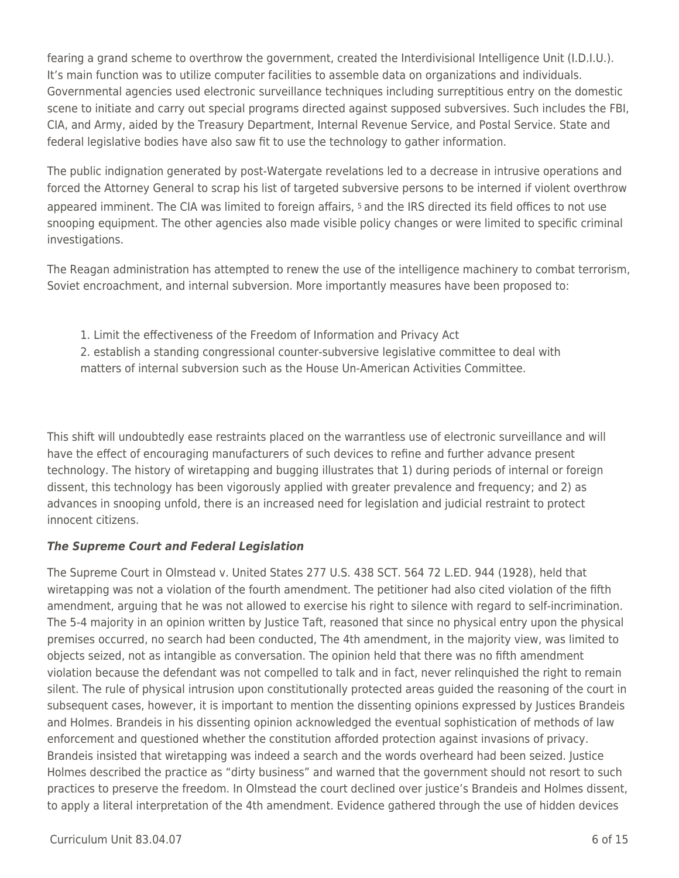fearing a grand scheme to overthrow the government, created the Interdivisional Intelligence Unit (I.D.I.U.). It's main function was to utilize computer facilities to assemble data on organizations and individuals. Governmental agencies used electronic surveillance techniques including surreptitious entry on the domestic scene to initiate and carry out special programs directed against supposed subversives. Such includes the FBI, CIA, and Army, aided by the Treasury Department, Internal Revenue Service, and Postal Service. State and federal legislative bodies have also saw fit to use the technology to gather information.

The public indignation generated by post-Watergate revelations led to a decrease in intrusive operations and forced the Attorney General to scrap his list of targeted subversive persons to be interned if violent overthrow appeared imminent. The CIA was limited to foreign affairs, [5] and the IRS directed its field offices to not use snooping equipment. The other agencies also made visible policy changes or were limited to specific criminal investigations.

The Reagan administration has attempted to renew the use of the intelligence machinery to combat terrorism, Soviet encroachment, and internal subversion. More importantly measures have been proposed to:

1. Limit the effectiveness of the Freedom of Information and Privacy Act
2. establish a standing congressional counter-subversive legislative committee to deal with matters of internal subversion such as the House Un-American Activities Committee.

This shift will undoubtedly ease restraints placed on the warrantless use of electronic surveillance and will have the effect of encouraging manufacturers of such devices to refine and further advance present technology. The history of wiretapping and bugging illustrates that 1) during periods of internal or foreign dissent, this technology has been vigorously applied with greater prevalence and frequency; and 2) as advances in snooping unfold, there is an increased need for legislation and judicial restraint to protect innocent citizens.

***The Supreme Court and Federal Legislation***

The Supreme Court in Olmstead v. United States 277 U.S. 438 SCT. 564 72 L.ED. 944 (1928), held that wiretapping was not a violation of the fourth amendment. The petitioner had also cited violation of the fifth amendment, arguing that he was not allowed to exercise his right to silence with regard to self-incrimination. The 5-4 majority in an opinion written by Justice Taft, reasoned that since no physical entry upon the physical premises occurred, no search had been conducted, The 4th amendment, in the majority view, was limited to objects seized, not as intangible as conversation. The opinion held that there was no fifth amendment violation because the defendant was not compelled to talk and in fact, never relinquished the right to remain silent. The rule of physical intrusion upon constitutionally protected areas guided the reasoning of the court in subsequent cases, however, it is important to mention the dissenting opinions expressed by Justices Brandeis and Holmes. Brandeis in his dissenting opinion acknowledged the eventual sophistication of methods of law enforcement and questioned whether the constitution afforded protection against invasions of privacy. Brandeis insisted that wiretapping was indeed a search and the words overheard had been seized. Justice Holmes described the practice as "dirty business" and warned that the government should not resort to such practices to preserve the freedom. In Olmstead the court declined over justice's Brandeis and Holmes dissent, to apply a literal interpretation of the 4th amendment. Evidence gathered through the use of hidden devices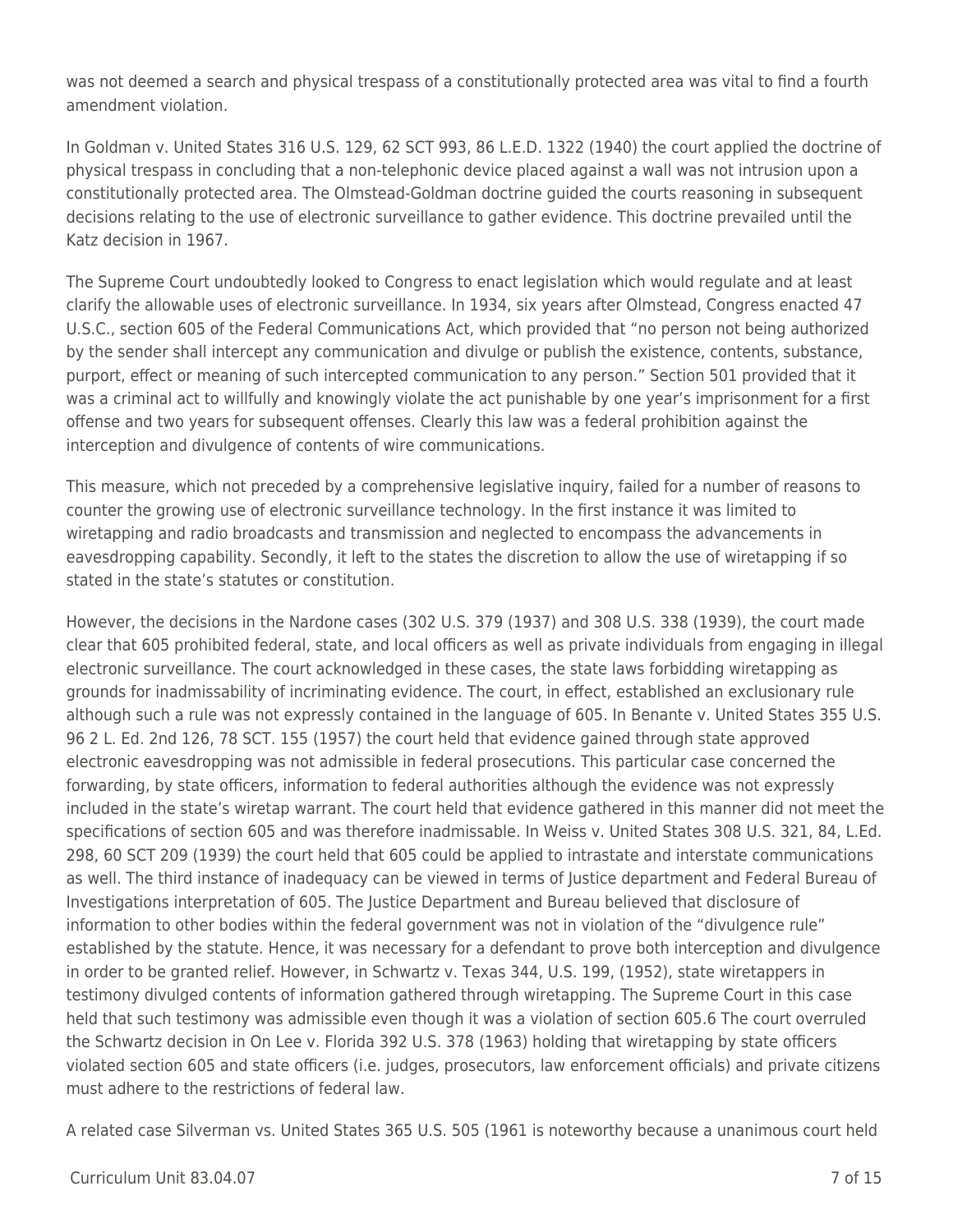was not deemed a search and physical trespass of a constitutionally protected area was vital to find a fourth amendment violation.

In Goldman v. United States 316 U.S. 129, 62 SCT 993, 86 L.E.D. 1322 (1940) the court applied the doctrine of physical trespass in concluding that a non-telephonic device placed against a wall was not intrusion upon a constitutionally protected area. The Olmstead-Goldman doctrine guided the courts reasoning in subsequent decisions relating to the use of electronic surveillance to gather evidence. This doctrine prevailed until the Katz decision in 1967.

The Supreme Court undoubtedly looked to Congress to enact legislation which would regulate and at least clarify the allowable uses of electronic surveillance. In 1934, six years after Olmstead, Congress enacted 47 U.S.C., section 605 of the Federal Communications Act, which provided that "no person not being authorized by the sender shall intercept any communication and divulge or publish the existence, contents, substance, purport, effect or meaning of such intercepted communication to any person." Section 501 provided that it was a criminal act to willfully and knowingly violate the act punishable by one year's imprisonment for a first offense and two years for subsequent offenses. Clearly this law was a federal prohibition against the interception and divulgence of contents of wire communications.

This measure, which not preceded by a comprehensive legislative inquiry, failed for a number of reasons to counter the growing use of electronic surveillance technology. In the first instance it was limited to wiretapping and radio broadcasts and transmission and neglected to encompass the advancements in eavesdropping capability. Secondly, it left to the states the discretion to allow the use of wiretapping if so stated in the state's statutes or constitution.

However, the decisions in the Nardone cases (302 U.S. 379 (1937) and 308 U.S. 338 (1939), the court made clear that 605 prohibited federal, state, and local officers as well as private individuals from engaging in illegal electronic surveillance. The court acknowledged in these cases, the state laws forbidding wiretapping as grounds for inadmissability of incriminating evidence. The court, in effect, established an exclusionary rule although such a rule was not expressly contained in the language of 605. In Benante v. United States 355 U.S. 96 2 L. Ed. 2nd 126, 78 SCT. 155 (1957) the court held that evidence gained through state approved electronic eavesdropping was not admissible in federal prosecutions. This particular case concerned the forwarding, by state officers, information to federal authorities although the evidence was not expressly included in the state's wiretap warrant. The court held that evidence gathered in this manner did not meet the specifications of section 605 and was therefore inadmissable. In Weiss v. United States 308 U.S. 321, 84, L.Ed. 298, 60 SCT 209 (1939) the court held that 605 could be applied to intrastate and interstate communications as well. The third instance of inadequacy can be viewed in terms of Justice department and Federal Bureau of Investigations interpretation of 605. The Justice Department and Bureau believed that disclosure of information to other bodies within the federal government was not in violation of the "divulgence rule" established by the statute. Hence, it was necessary for a defendant to prove both interception and divulgence in order to be granted relief. However, in Schwartz v. Texas 344, U.S. 199, (1952), state wiretappers in testimony divulged contents of information gathered through wiretapping. The Supreme Court in this case held that such testimony was admissible even though it was a violation of section 605.6 The court overruled the Schwartz decision in On Lee v. Florida 392 U.S. 378 (1963) holding that wiretapping by state officers violated section 605 and state officers (i.e. judges, prosecutors, law enforcement officials) and private citizens must adhere to the restrictions of federal law.

A related case Silverman vs. United States 365 U.S. 505 (1961 is noteworthy because a unanimous court held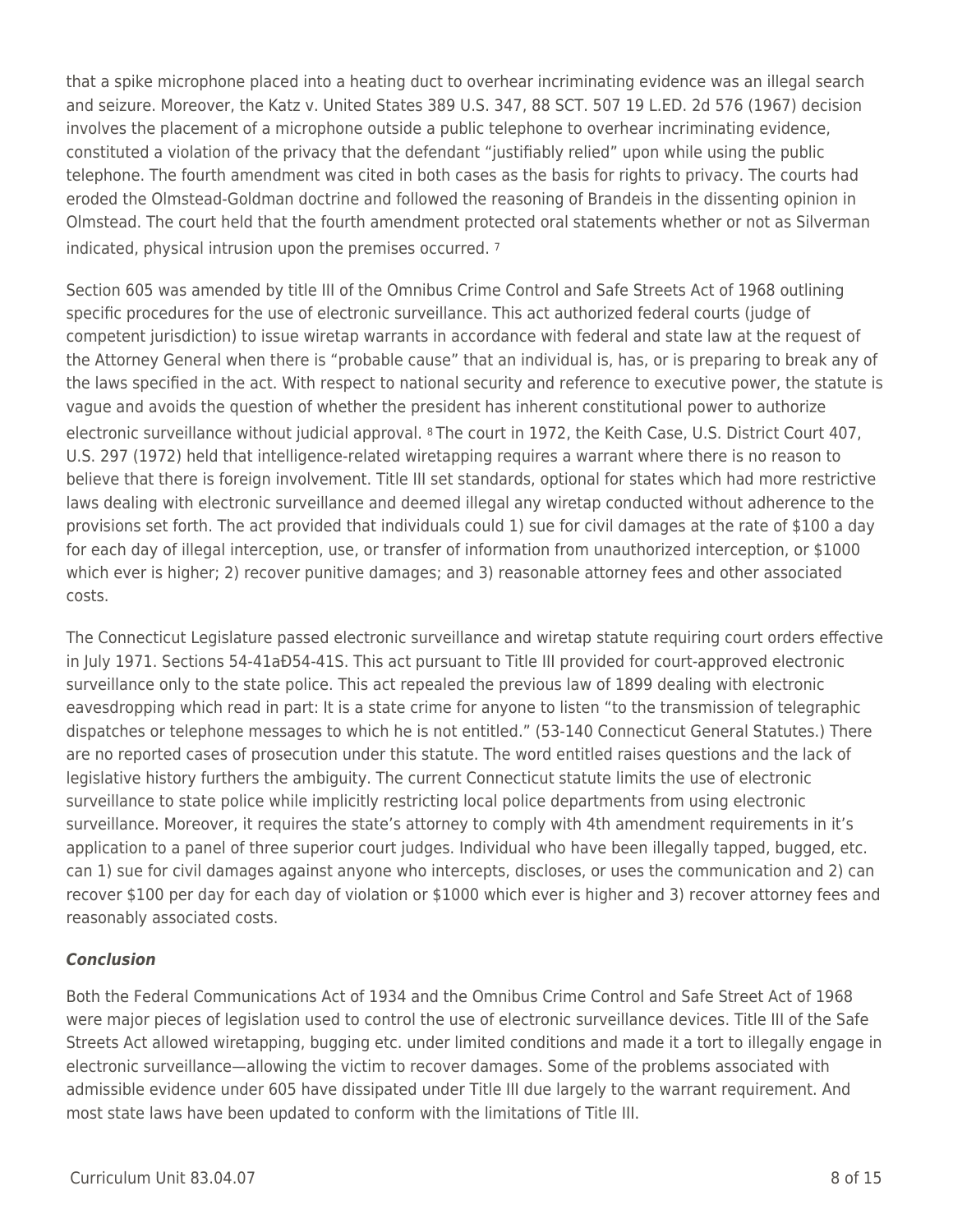that a spike microphone placed into a heating duct to overhear incriminating evidence was an illegal search and seizure. Moreover, the Katz v. United States 389 U.S. 347, 88 SCT. 507 19 L.ED. 2d 576 (1967) decision involves the placement of a microphone outside a public telephone to overhear incriminating evidence, constituted a violation of the privacy that the defendant "justifiably relied" upon while using the public telephone. The fourth amendment was cited in both cases as the basis for rights to privacy. The courts had eroded the Olmstead-Goldman doctrine and followed the reasoning of Brandeis in the dissenting opinion in Olmstead. The court held that the fourth amendment protected oral statements whether or not as Silverman indicated, physical intrusion upon the premises occurred. [7]

Section 605 was amended by title III of the Omnibus Crime Control and Safe Streets Act of 1968 outlining specific procedures for the use of electronic surveillance. This act authorized federal courts (judge of competent jurisdiction) to issue wiretap warrants in accordance with federal and state law at the request of the Attorney General when there is "probable cause" that an individual is, has, or is preparing to break any of the laws specified in the act. With respect to national security and reference to executive power, the statute is vague and avoids the question of whether the president has inherent constitutional power to authorize electronic surveillance without judicial approval. [8] The court in 1972, the Keith Case, U.S. District Court 407, U.S. 297 (1972) held that intelligence-related wiretapping requires a warrant where there is no reason to believe that there is foreign involvement. Title III set standards, optional for states which had more restrictive laws dealing with electronic surveillance and deemed illegal any wiretap conducted without adherence to the provisions set forth. The act provided that individuals could 1) sue for civil damages at the rate of $100 a day for each day of illegal interception, use, or transfer of information from unauthorized interception, or $1000 which ever is higher; 2) recover punitive damages; and 3) reasonable attorney fees and other associated costs.

The Connecticut Legislature passed electronic surveillance and wiretap statute requiring court orders effective in July 1971. Sections 54-41aÐ54-41S. This act pursuant to Title III provided for court-approved electronic surveillance only to the state police. This act repealed the previous law of 1899 dealing with electronic eavesdropping which read in part: It is a state crime for anyone to listen "to the transmission of telegraphic dispatches or telephone messages to which he is not entitled." (53-140 Connecticut General Statutes.) There are no reported cases of prosecution under this statute. The word entitled raises questions and the lack of legislative history furthers the ambiguity. The current Connecticut statute limits the use of electronic surveillance to state police while implicitly restricting local police departments from using electronic surveillance. Moreover, it requires the state's attorney to comply with 4th amendment requirements in it's application to a panel of three superior court judges. Individual who have been illegally tapped, bugged, etc. can 1) sue for civil damages against anyone who intercepts, discloses, or uses the communication and 2) can recover $100 per day for each day of violation or $1000 which ever is higher and 3) recover attorney fees and reasonably associated costs.

***Conclusion***

Both the Federal Communications Act of 1934 and the Omnibus Crime Control and Safe Street Act of 1968 were major pieces of legislation used to control the use of electronic surveillance devices. Title III of the Safe Streets Act allowed wiretapping, bugging etc. under limited conditions and made it a tort to illegally engage in electronic surveillance—allowing the victim to recover damages. Some of the problems associated with admissible evidence under 605 have dissipated under Title III due largely to the warrant requirement. And most state laws have been updated to conform with the limitations of Title III.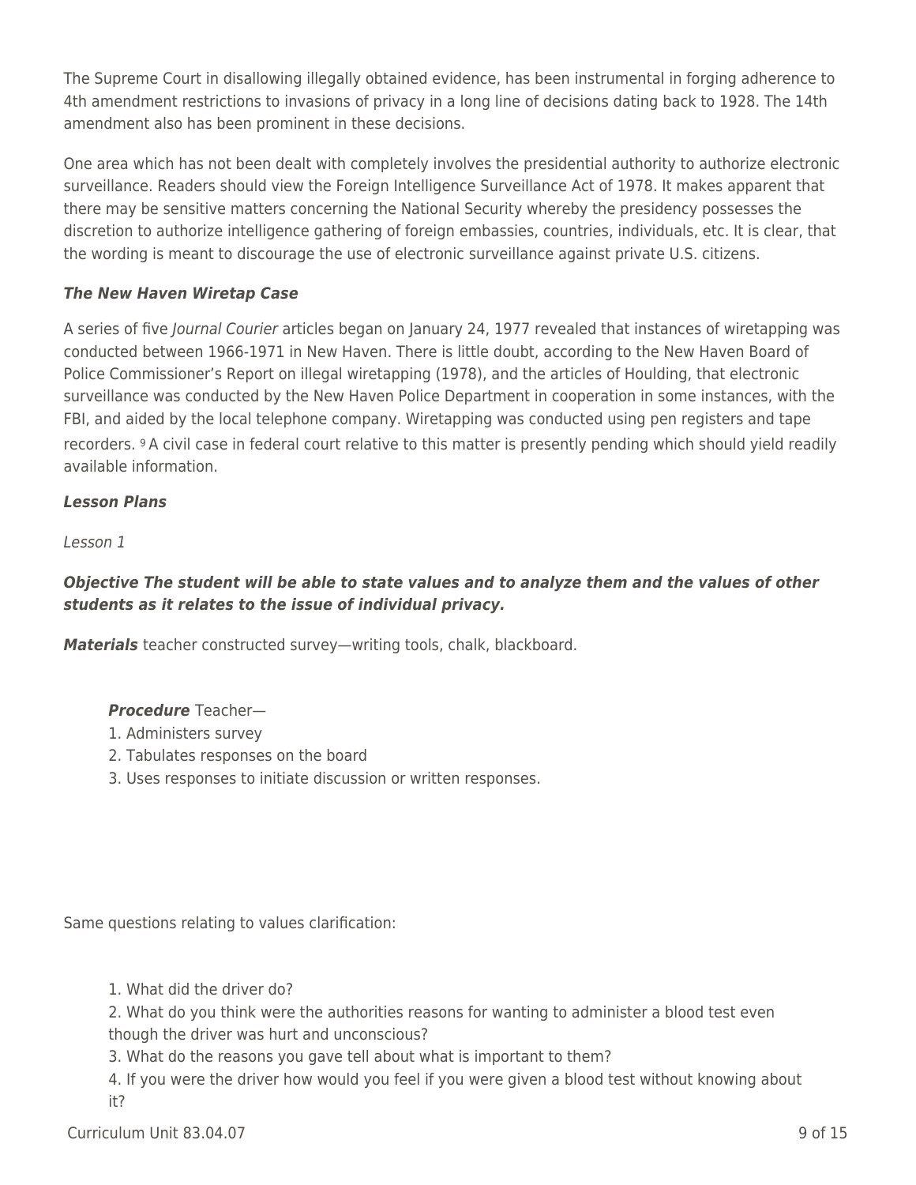The Supreme Court in disallowing illegally obtained evidence, has been instrumental in forging adherence to 4th amendment restrictions to invasions of privacy in a long line of decisions dating back to 1928. The 14th amendment also has been prominent in these decisions.

One area which has not been dealt with completely involves the presidential authority to authorize electronic surveillance. Readers should view the Foreign Intelligence Surveillance Act of 1978. It makes apparent that there may be sensitive matters concerning the National Security whereby the presidency possesses the discretion to authorize intelligence gathering of foreign embassies, countries, individuals, etc. It is clear, that the wording is meant to discourage the use of electronic surveillance against private U.S. citizens.

***The New Haven Wiretap Case***

A series of five *Journal Courier* articles began on January 24, 1977 revealed that instances of wiretapping was conducted between 1966-1971 in New Haven. There is little doubt, according to the New Haven Board of Police Commissioner's Report on illegal wiretapping (1978), and the articles of Houlding, that electronic surveillance was conducted by the New Haven Police Department in cooperation in some instances, with the FBI, and aided by the local telephone company. Wiretapping was conducted using pen registers and tape recorders. [9] A civil case in federal court relative to this matter is presently pending which should yield readily available information.

***Lesson Plans***

*Lesson 1*

***Objective The student will be able to state values and to analyze them and the values of other students as it relates to the issue of individual privacy.***

***Materials*** teacher constructed survey—writing tools, chalk, blackboard.

***Procedure*** Teacher—

1. Administers survey
2. Tabulates responses on the board
3. Uses responses to initiate discussion or written responses.

Same questions relating to values clarification:

1. What did the driver do?
2. What do you think were the authorities reasons for wanting to administer a blood test even though the driver was hurt and unconscious?
3. What do the reasons you gave tell about what is important to them?
4. If you were the driver how would you feel if you were given a blood test without knowing about it?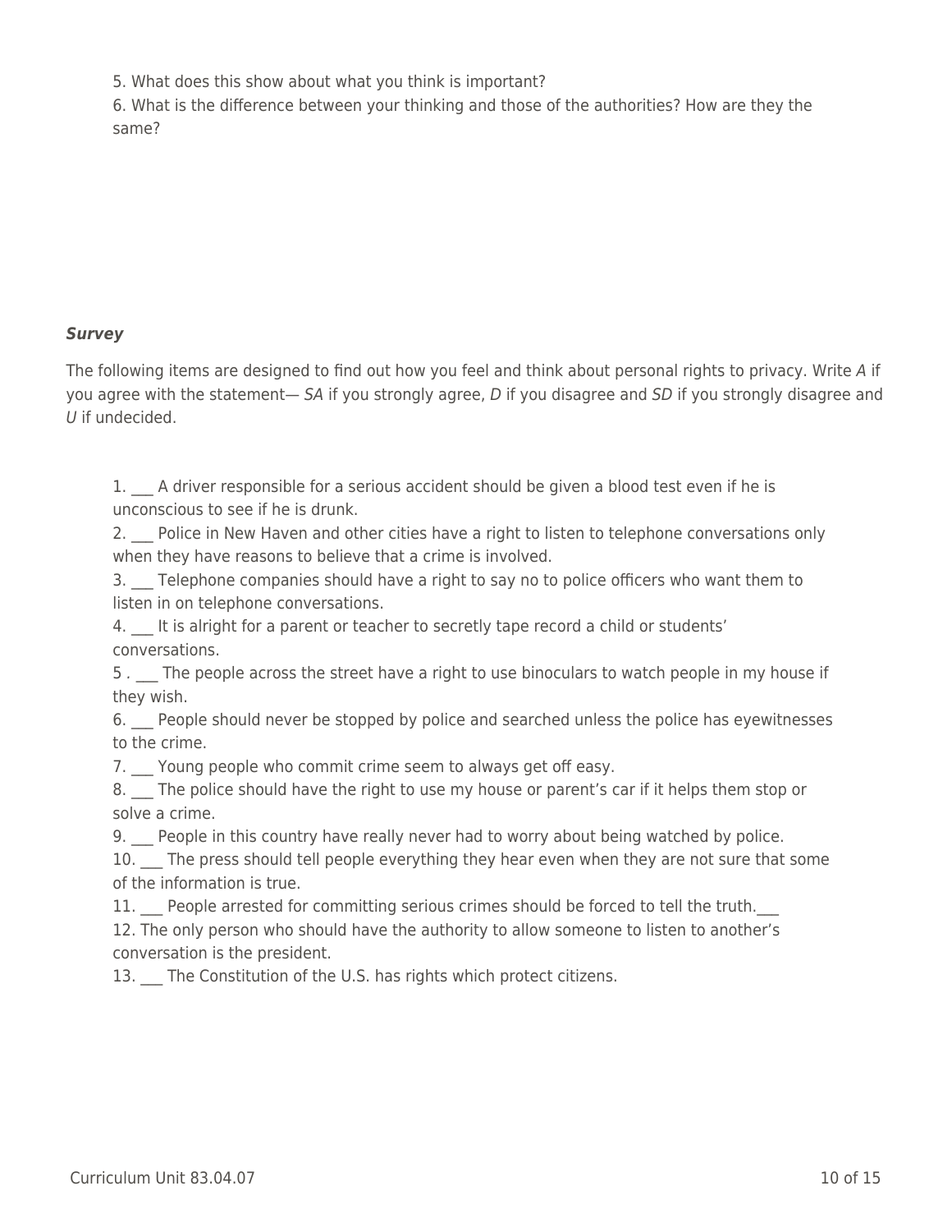5. What does this show about what you think is important?
6. What is the difference between your thinking and those of the authorities? How are they the same?

***Survey***

The following items are designed to find out how you feel and think about personal rights to privacy. Write *A* if you agree with the statement— *SA* if you strongly agree, *D* if you disagree and *SD* if you strongly disagree and *U* if undecided.

1. ___ A driver responsible for a serious accident should be given a blood test even if he is unconscious to see if he is drunk.
2. ___ Police in New Haven and other cities have a right to listen to telephone conversations only when they have reasons to believe that a crime is involved.
3. ___ Telephone companies should have a right to say no to police officers who want them to listen in on telephone conversations.
4. ___ It is alright for a parent or teacher to secretly tape record a child or students' conversations.
5 . ___ The people across the street have a right to use binoculars to watch people in my house if they wish.
6. ___ People should never be stopped by police and searched unless the police has eyewitnesses to the crime.
7. ___ Young people who commit crime seem to always get off easy.
8. ___ The police should have the right to use my house or parent's car if it helps them stop or solve a crime.
9. ___ People in this country have really never had to worry about being watched by police.
10. ___ The press should tell people everything they hear even when they are not sure that some of the information is true.
11. ___ People arrested for committing serious crimes should be forced to tell the truth.___
12. The only person who should have the authority to allow someone to listen to another's conversation is the president.
13. ___ The Constitution of the U.S. has rights which protect citizens.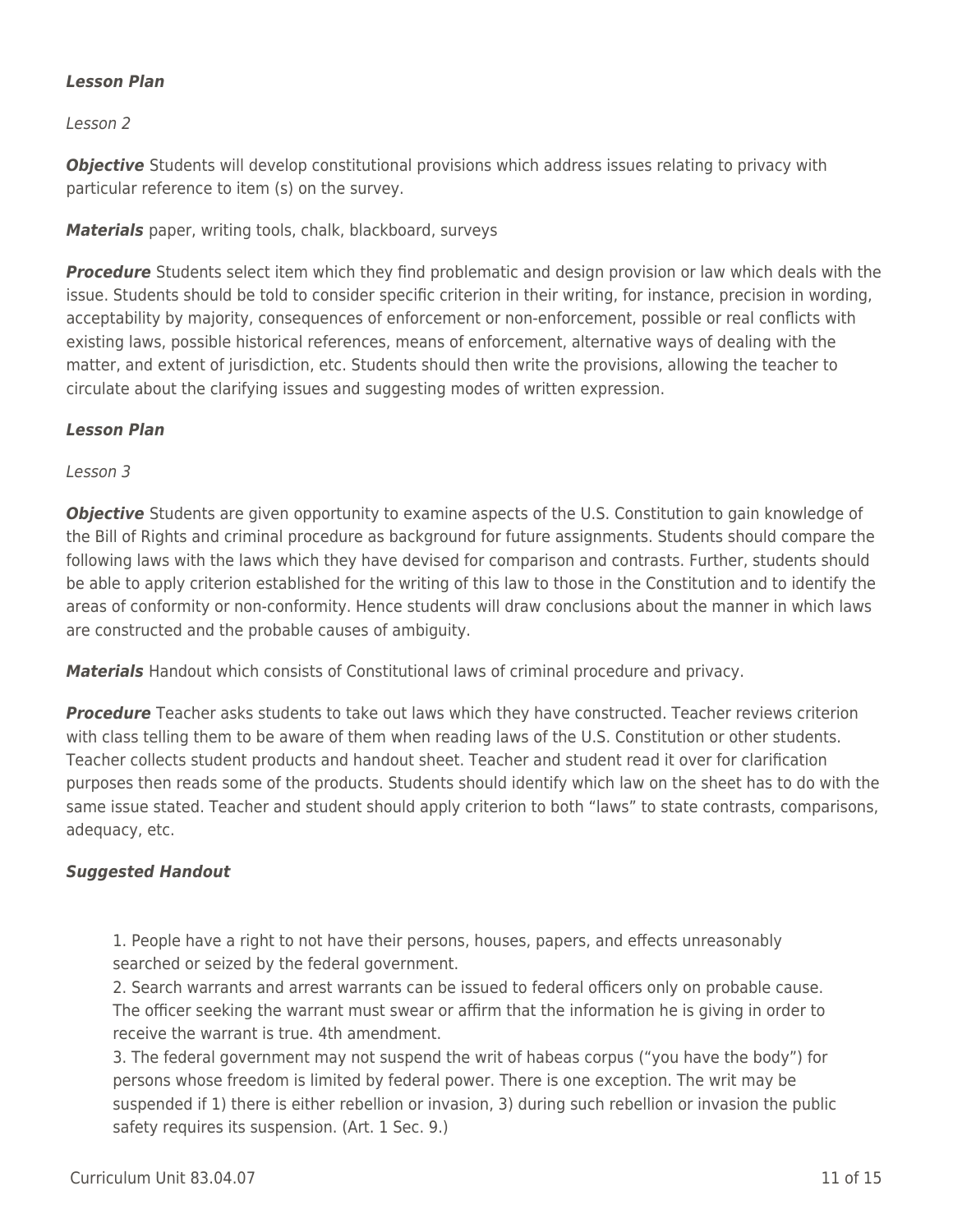***Lesson Plan***

*Lesson 2*

***Objective*** Students will develop constitutional provisions which address issues relating to privacy with particular reference to item (s) on the survey.

***Materials*** paper, writing tools, chalk, blackboard, surveys

***Procedure*** Students select item which they find problematic and design provision or law which deals with the issue. Students should be told to consider specific criterion in their writing, for instance, precision in wording, acceptability by majority, consequences of enforcement or non-enforcement, possible or real conflicts with existing laws, possible historical references, means of enforcement, alternative ways of dealing with the matter, and extent of jurisdiction, etc. Students should then write the provisions, allowing the teacher to circulate about the clarifying issues and suggesting modes of written expression.

***Lesson Plan***

*Lesson 3*

***Objective*** Students are given opportunity to examine aspects of the U.S. Constitution to gain knowledge of the Bill of Rights and criminal procedure as background for future assignments. Students should compare the following laws with the laws which they have devised for comparison and contrasts. Further, students should be able to apply criterion established for the writing of this law to those in the Constitution and to identify the areas of conformity or non-conformity. Hence students will draw conclusions about the manner in which laws are constructed and the probable causes of ambiguity.

***Materials*** Handout which consists of Constitutional laws of criminal procedure and privacy.

***Procedure*** Teacher asks students to take out laws which they have constructed. Teacher reviews criterion with class telling them to be aware of them when reading laws of the U.S. Constitution or other students. Teacher collects student products and handout sheet. Teacher and student read it over for clarification purposes then reads some of the products. Students should identify which law on the sheet has to do with the same issue stated. Teacher and student should apply criterion to both "laws" to state contrasts, comparisons, adequacy, etc.

***Suggested Handout***

1. People have a right to not have their persons, houses, papers, and effects unreasonably searched or seized by the federal government.
2. Search warrants and arrest warrants can be issued to federal officers only on probable cause. The officer seeking the warrant must swear or affirm that the information he is giving in order to receive the warrant is true. 4th amendment.
3. The federal government may not suspend the writ of habeas corpus ("you have the body") for persons whose freedom is limited by federal power. There is one exception. The writ may be suspended if 1) there is either rebellion or invasion, 3) during such rebellion or invasion the public safety requires its suspension. (Art. 1 Sec. 9.)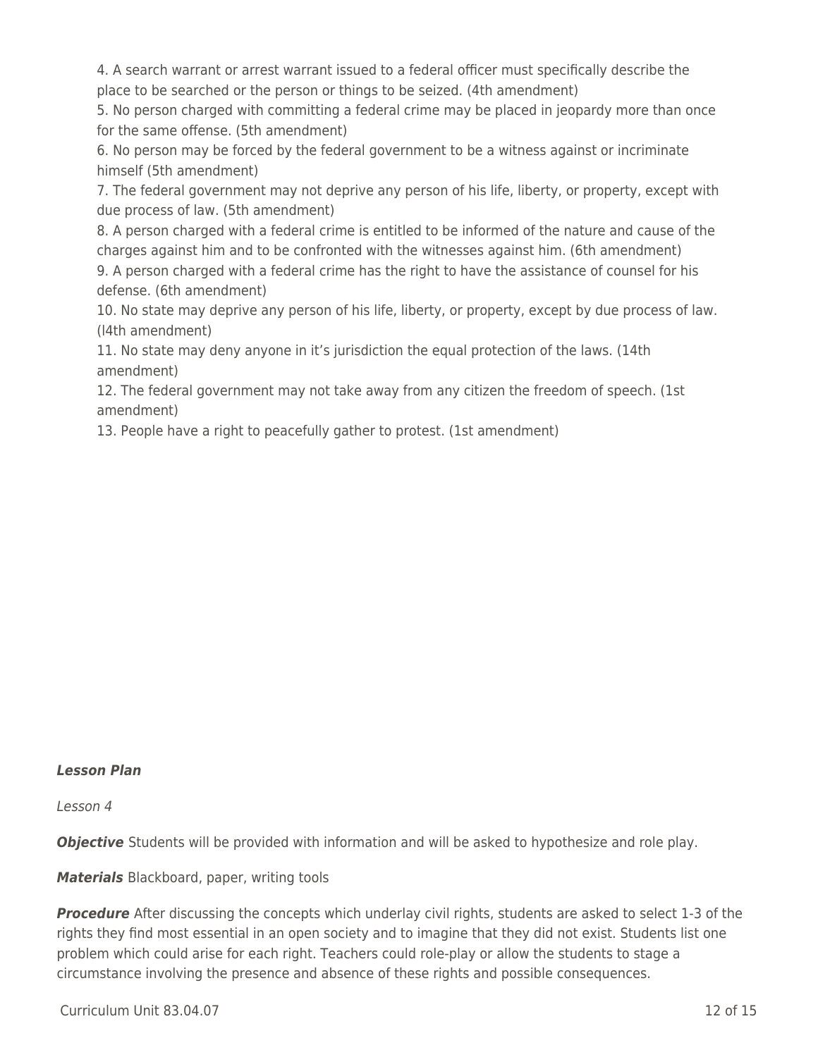4. A search warrant or arrest warrant issued to a federal officer must specifically describe the place to be searched or the person or things to be seized. (4th amendment)
5. No person charged with committing a federal crime may be placed in jeopardy more than once for the same offense. (5th amendment)
6. No person may be forced by the federal government to be a witness against or incriminate himself (5th amendment)
7. The federal government may not deprive any person of his life, liberty, or property, except with due process of law. (5th amendment)
8. A person charged with a federal crime is entitled to be informed of the nature and cause of the charges against him and to be confronted with the witnesses against him. (6th amendment)
9. A person charged with a federal crime has the right to have the assistance of counsel for his defense. (6th amendment)
10. No state may deprive any person of his life, liberty, or property, except by due process of law. (l4th amendment)
11. No state may deny anyone in it's jurisdiction the equal protection of the laws. (14th amendment)
12. The federal government may not take away from any citizen the freedom of speech. (1st amendment)
13. People have a right to peacefully gather to protest. (1st amendment)

***Lesson Plan***

*Lesson 4*

***Objective*** Students will be provided with information and will be asked to hypothesize and role play.

***Materials*** Blackboard, paper, writing tools

***Procedure*** After discussing the concepts which underlay civil rights, students are asked to select 1-3 of the rights they find most essential in an open society and to imagine that they did not exist. Students list one problem which could arise for each right. Teachers could role-play or allow the students to stage a circumstance involving the presence and absence of these rights and possible consequences.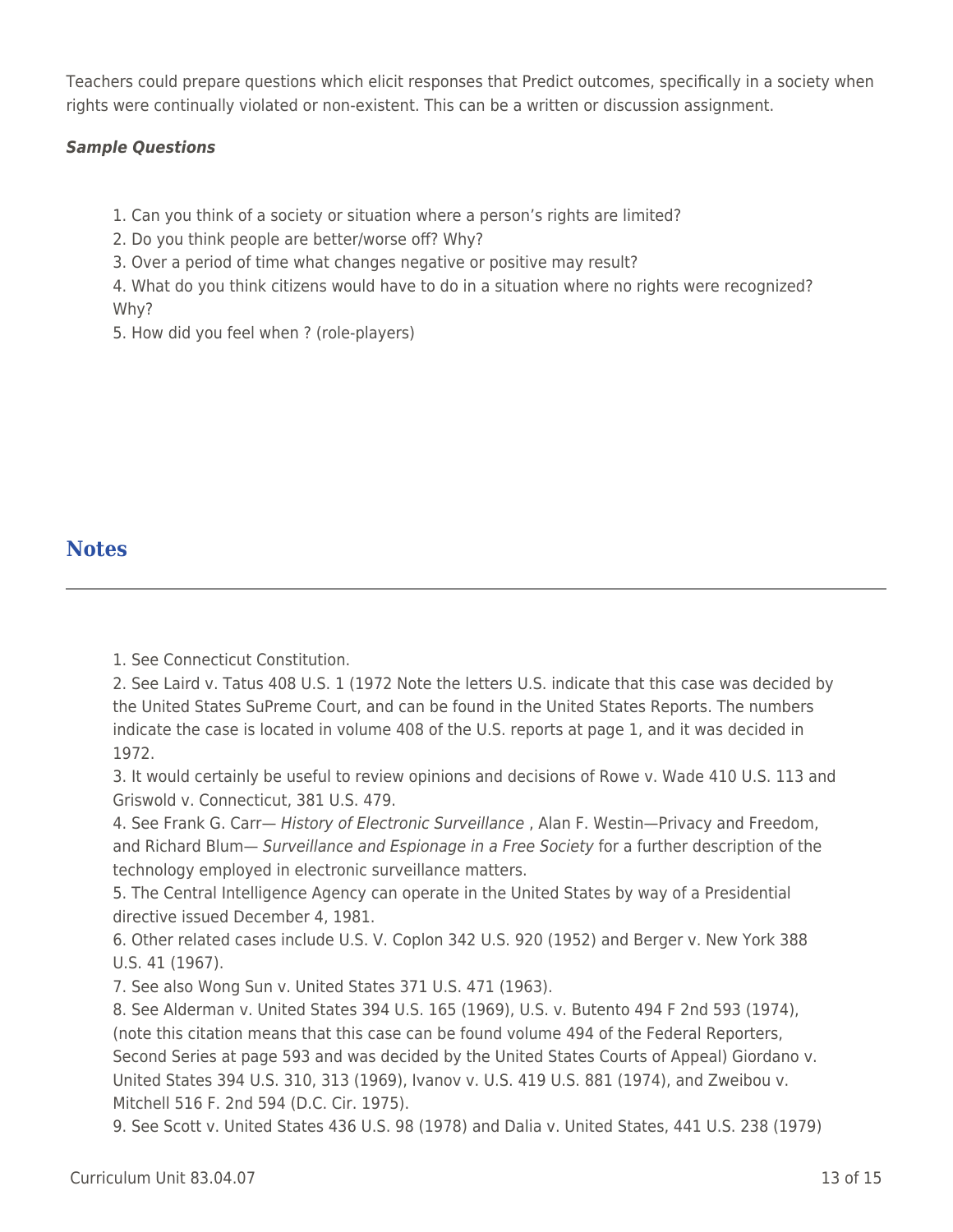Teachers could prepare questions which elicit responses that Predict outcomes, specifically in a society when rights were continually violated or non-existent. This can be a written or discussion assignment.

***Sample Questions***

1. Can you think of a society or situation where a person's rights are limited?
2. Do you think people are better/worse off? Why?
3. Over a period of time what changes negative or positive may result?
4. What do you think citizens would have to do in a situation where no rights were recognized? Why?
5. How did you feel when ? (role-players)

## Notes

1. See Connecticut Constitution.
2. See Laird v. Tatus 408 U.S. 1 (1972 Note the letters U.S. indicate that this case was decided by the United States SuPreme Court, and can be found in the United States Reports. The numbers indicate the case is located in volume 408 of the U.S. reports at page 1, and it was decided in 1972.
3. It would certainly be useful to review opinions and decisions of Rowe v. Wade 410 U.S. 113 and Griswold v. Connecticut, 381 U.S. 479.
4. See Frank G. Carr— *History of Electronic Surveillance* , Alan F. Westin—Privacy and Freedom, and Richard Blum— *Surveillance and Espionage in a Free Society* for a further description of the technology employed in electronic surveillance matters.
5. The Central Intelligence Agency can operate in the United States by way of a Presidential directive issued December 4, 1981.
6. Other related cases include U.S. V. Coplon 342 U.S. 920 (1952) and Berger v. New York 388 U.S. 41 (1967).
7. See also Wong Sun v. United States 371 U.S. 471 (1963).
8. See Alderman v. United States 394 U.S. 165 (1969), U.S. v. Butento 494 F 2nd 593 (1974), (note this citation means that this case can be found volume 494 of the Federal Reporters, Second Series at page 593 and was decided by the United States Courts of Appeal) Giordano v. United States 394 U.S. 310, 313 (1969), Ivanov v. U.S. 419 U.S. 881 (1974), and Zweibou v. Mitchell 516 F. 2nd 594 (D.C. Cir. 1975).
9. See Scott v. United States 436 U.S. 98 (1978) and Dalia v. United States, 441 U.S. 238 (1979)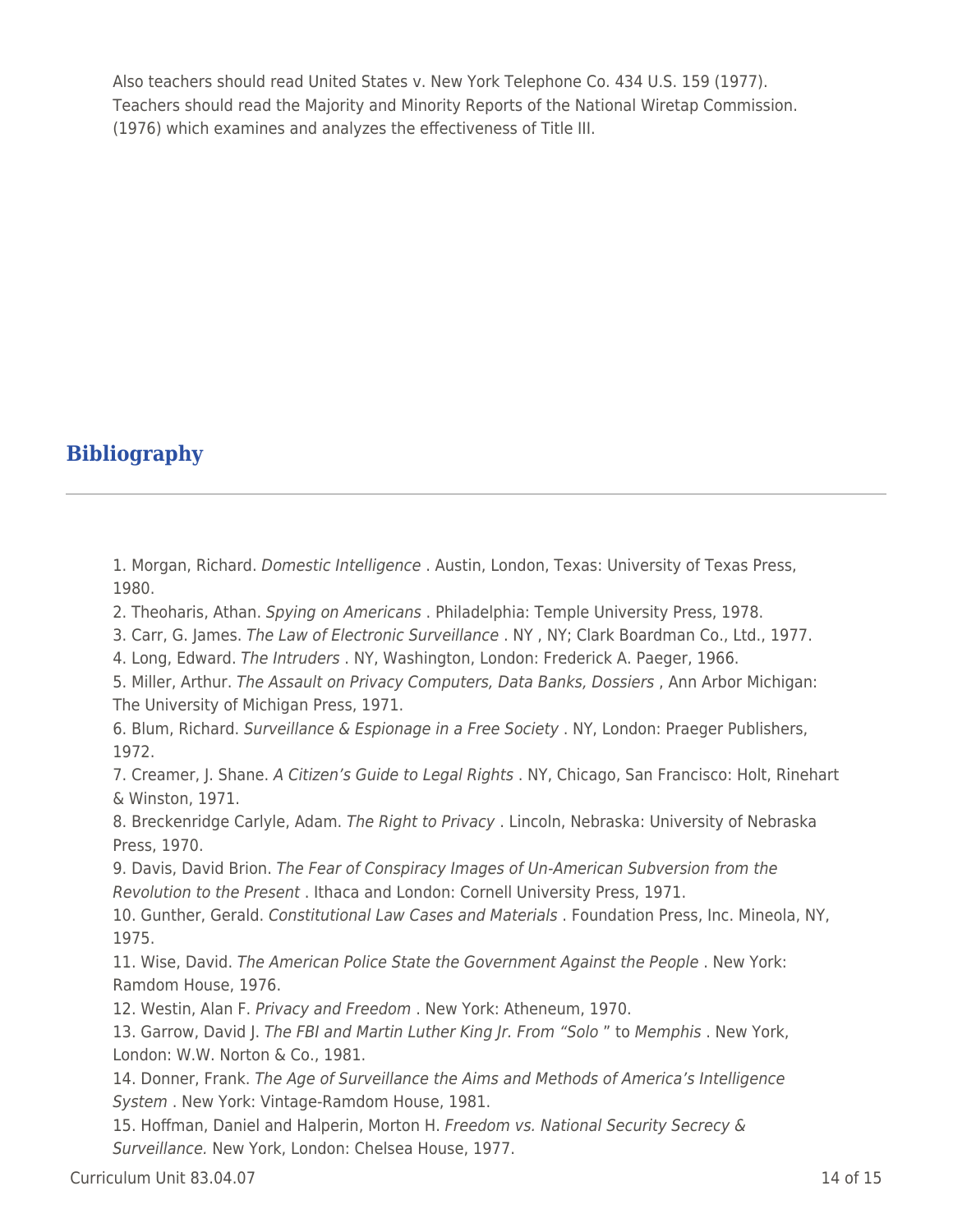Also teachers should read United States v. New York Telephone Co. 434 U.S. 159 (1977). Teachers should read the Majority and Minority Reports of the National Wiretap Commission. (1976) which examines and analyzes the effectiveness of Title III.

## Bibliography

1. Morgan, Richard. *Domestic Intelligence* . Austin, London, Texas: University of Texas Press, 1980.
2. Theoharis, Athan. *Spying on Americans* . Philadelphia: Temple University Press, 1978.
3. Carr, G. James. *The Law of Electronic Surveillance* . NY , NY; Clark Boardman Co., Ltd., 1977.
4. Long, Edward. *The Intruders* . NY, Washington, London: Frederick A. Paeger, 1966.
5. Miller, Arthur. *The Assault on Privacy Computers, Data Banks, Dossiers* , Ann Arbor Michigan: The University of Michigan Press, 1971.
6. Blum, Richard. *Surveillance & Espionage in a Free Society* . NY, London: Praeger Publishers, 1972.
7. Creamer, J. Shane. *A Citizen's Guide to Legal Rights* . NY, Chicago, San Francisco: Holt, Rinehart & Winston, 1971.
8. Breckenridge Carlyle, Adam. *The Right to Privacy* . Lincoln, Nebraska: University of Nebraska Press, 1970.
9. Davis, David Brion. *The Fear of Conspiracy Images of Un-American Subversion from the Revolution to the Present* . Ithaca and London: Cornell University Press, 1971.
10. Gunther, Gerald. *Constitutional Law Cases and Materials* . Foundation Press, Inc. Mineola, NY, 1975.
11. Wise, David. *The American Police State the Government Against the People* . New York: Ramdom House, 1976.
12. Westin, Alan F. *Privacy and Freedom* . New York: Atheneum, 1970.
13. Garrow, David J. *The FBI and Martin Luther King Jr. From "Solo* " to *Memphis* . New York, London: W.W. Norton & Co., 1981.
14. Donner, Frank. *The Age of Surveillance the Aims and Methods of America's Intelligence System* . New York: Vintage-Ramdom House, 1981.
15. Hoffman, Daniel and Halperin, Morton H. *Freedom vs. National Security Secrecy & Surveillance.* New York, London: Chelsea House, 1977.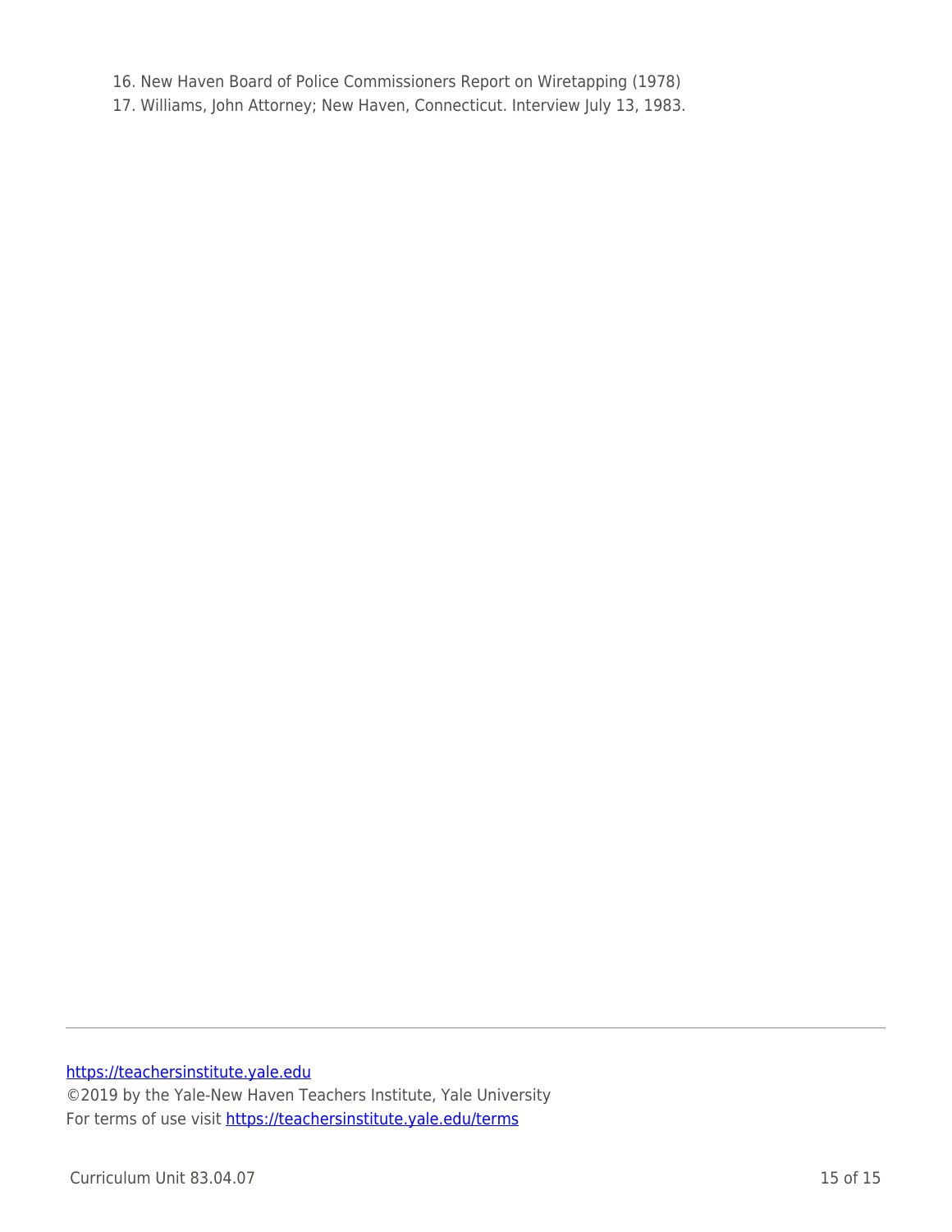16. New Haven Board of Police Commissioners Report on Wiretapping (1978)
17. Williams, John Attorney; New Haven, Connecticut. Interview July 13, 1983.

https://teachersinstitute.yale.edu
©2019 by the Yale-New Haven Teachers Institute, Yale University
For terms of use visit https://teachersinstitute.yale.edu/terms